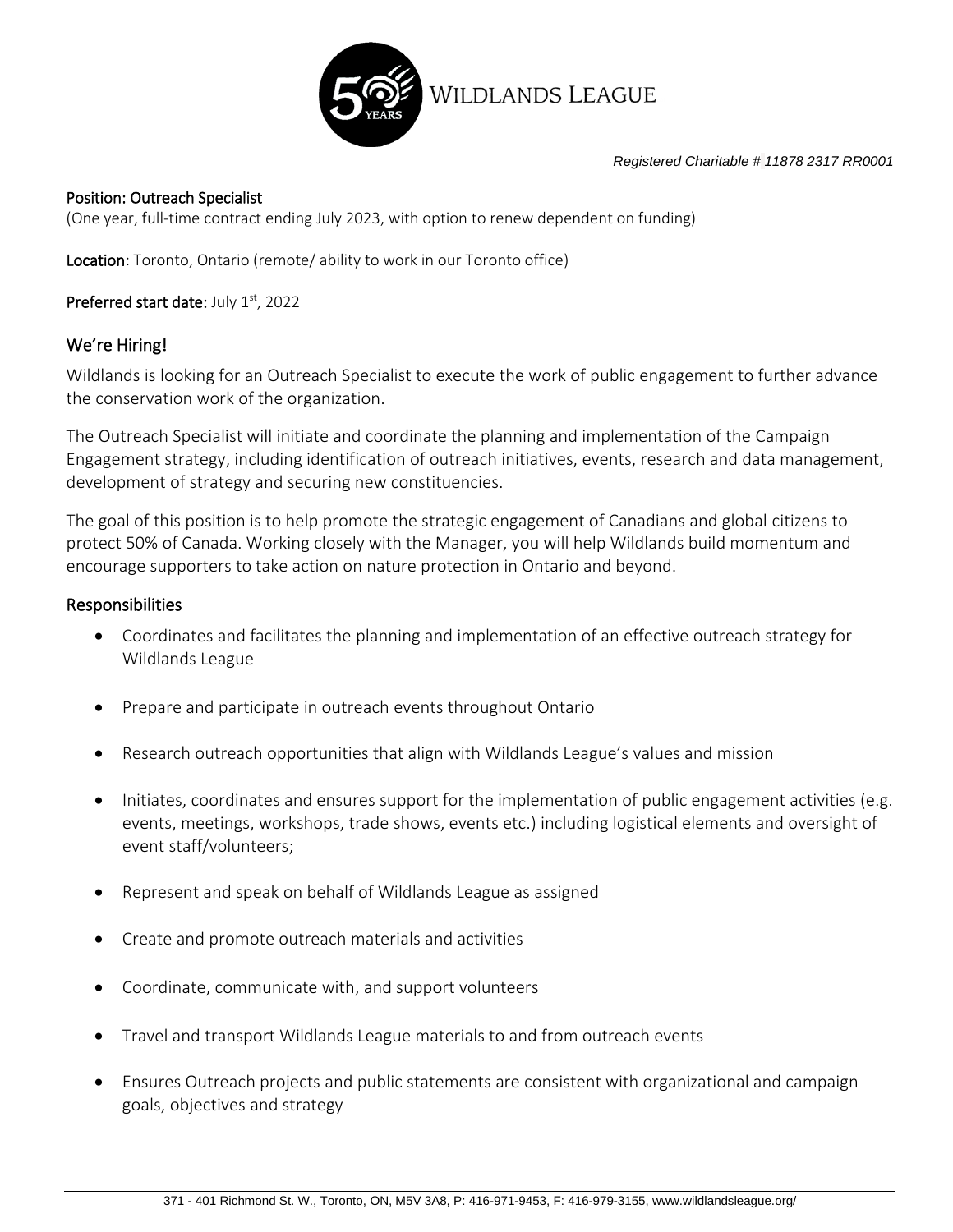WILDLANDS LEAGUE

*Registered Charitable # 11878 2317 RR0001*

**Position: Outreach Specialist**
(One year, full-time contract ending July 2023, with option to renew dependent on funding)

**Location**: Toronto, Ontario (remote/ ability to work in our Toronto office)

**Preferred start date:** July 1st, 2022

## We're Hiring!

Wildlands is looking for an Outreach Specialist to execute the work of public engagement to further advance the conservation work of the organization.

The Outreach Specialist will initiate and coordinate the planning and implementation of the Campaign Engagement strategy, including identification of outreach initiatives, events, research and data management, development of strategy and securing new constituencies.

The goal of this position is to help promote the strategic engagement of Canadians and global citizens to protect 50% of Canada. Working closely with the Manager, you will help Wildlands build momentum and encourage supporters to take action on nature protection in Ontario and beyond.

## Responsibilities

- Coordinates and facilitates the planning and implementation of an effective outreach strategy for Wildlands League
- Prepare and participate in outreach events throughout Ontario
- Research outreach opportunities that align with Wildlands League's values and mission
- Initiates, coordinates and ensures support for the implementation of public engagement activities (e.g. events, meetings, workshops, trade shows, events etc.) including logistical elements and oversight of event staff/volunteers;
- Represent and speak on behalf of Wildlands League as assigned
- Create and promote outreach materials and activities
- Coordinate, communicate with, and support volunteers
- Travel and transport Wildlands League materials to and from outreach events
- Ensures Outreach projects and public statements are consistent with organizational and campaign goals, objectives and strategy

371 - 401 Richmond St. W., Toronto, ON, M5V 3A8, P: 416-971-9453, F: 416-979-3155, www.wildlandsleague.org/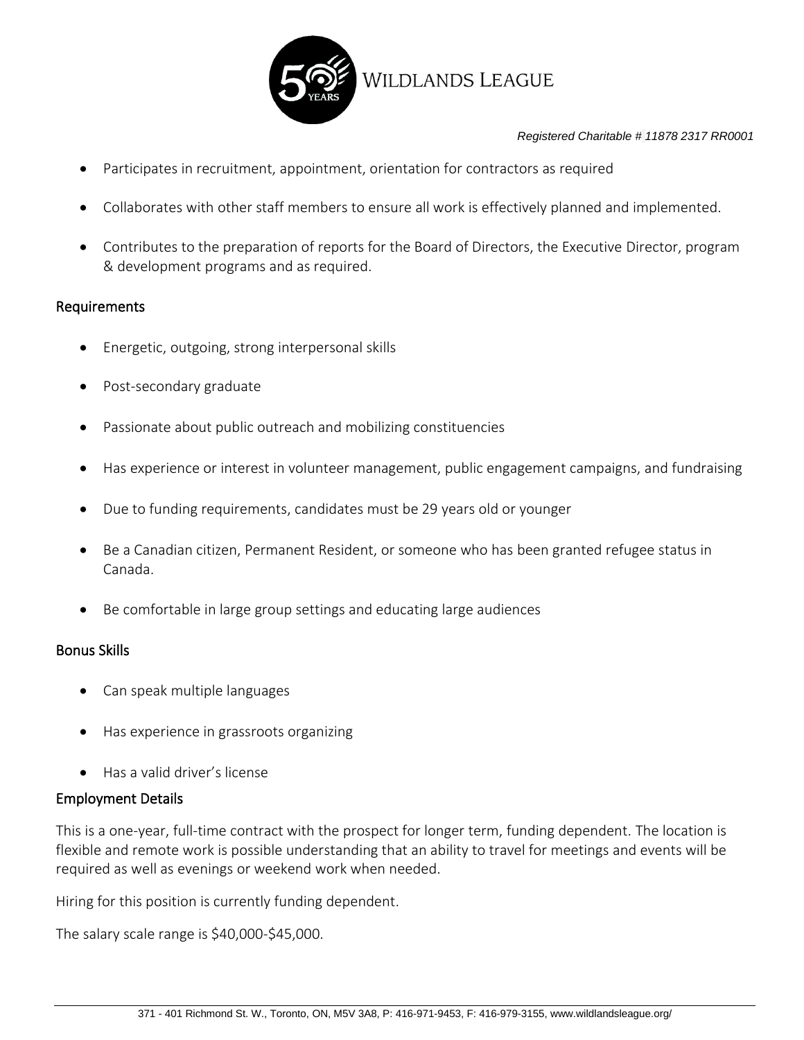- Participates in recruitment, appointment, orientation for contractors as required
- Collaborates with other staff members to ensure all work is effectively planned and implemented.
- Contributes to the preparation of reports for the Board of Directors, the Executive Director, program & development programs and as required.

## Requirements

- Energetic, outgoing, strong interpersonal skills
- Post-secondary graduate
- Passionate about public outreach and mobilizing constituencies
- Has experience or interest in volunteer management, public engagement campaigns, and fundraising
- Due to funding requirements, candidates must be 29 years old or younger
- Be a Canadian citizen, Permanent Resident, or someone who has been granted refugee status in Canada.
- Be comfortable in large group settings and educating large audiences

## Bonus Skills

- Can speak multiple languages
- Has experience in grassroots organizing
- Has a valid driver's license

## Employment Details

This is a one-year, full-time contract with the prospect for longer term, funding dependent. The location is flexible and remote work is possible understanding that an ability to travel for meetings and events will be required as well as evenings or weekend work when needed.

Hiring for this position is currently funding dependent.

The salary scale range is $40,000-$45,000.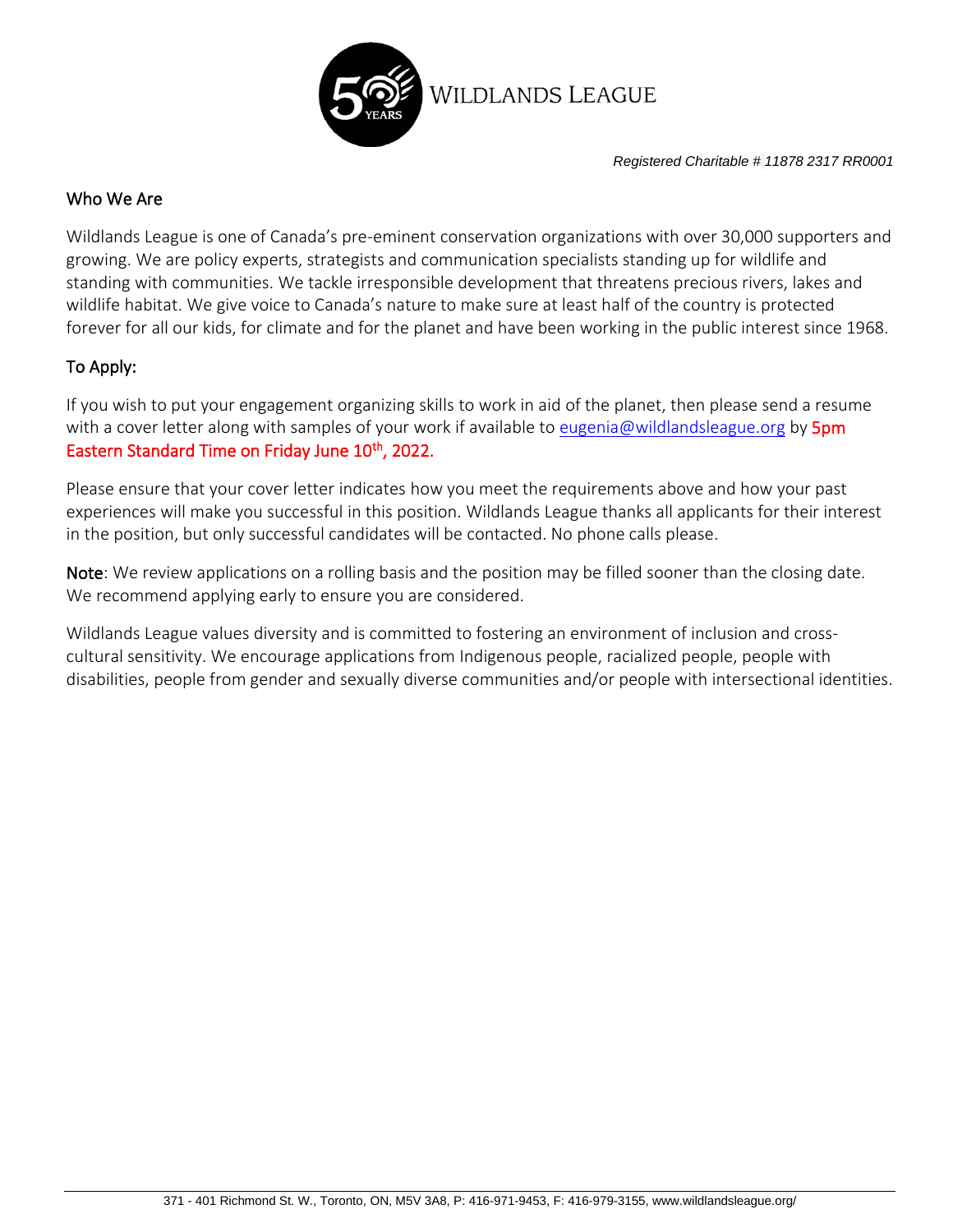WILDLANDS LEAGUE

*Registered Charitable # 11878 2317 RR0001*

## Who We Are

Wildlands League is one of Canada's pre-eminent conservation organizations with over 30,000 supporters and growing. We are policy experts, strategists and communication specialists standing up for wildlife and standing with communities. We tackle irresponsible development that threatens precious rivers, lakes and wildlife habitat. We give voice to Canada's nature to make sure at least half of the country is protected forever for all our kids, for climate and for the planet and have been working in the public interest since 1968.

## To Apply:

If you wish to put your engagement organizing skills to work in aid of the planet, then please send a resume with a cover letter along with samples of your work if available to eugenia@wildlandsleague.org by **5pm Eastern Standard Time on Friday June 10th, 2022.**

Please ensure that your cover letter indicates how you meet the requirements above and how your past experiences will make you successful in this position. Wildlands League thanks all applicants for their interest in the position, but only successful candidates will be contacted. No phone calls please.

**Note**: We review applications on a rolling basis and the position may be filled sooner than the closing date. We recommend applying early to ensure you are considered.

Wildlands League values diversity and is committed to fostering an environment of inclusion and cross-cultural sensitivity. We encourage applications from Indigenous people, racialized people, people with disabilities, people from gender and sexually diverse communities and/or people with intersectional identities.

371 - 401 Richmond St. W., Toronto, ON, M5V 3A8, P: 416-971-9453, F: 416-979-3155, www.wildlandsleague.org/